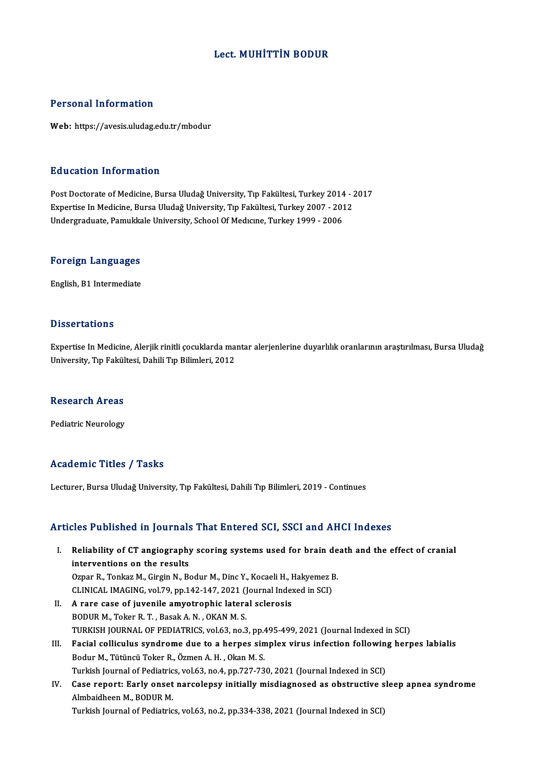# Lect. MUHİTTİN BODUR

## Personal Information

**Web:** https://avesis.uludag.edu.tr/mbodur

## Education Information

Post Doctorate of Medicine, Bursa Uludağ University, Tıp Fakültesi, Turkey 2014 - 2017
Expertise In Medicine, Bursa Uludağ University, Tıp Fakültesi, Turkey 2007 - 2012
Undergraduate, Pamukkale University, School Of Medıcıne, Turkey 1999 - 2006

## Foreign Languages

English, B1 Intermediate

## Dissertations

Expertise In Medicine, Alerjik rinitli çocuklarda mantar alerjenlerine duyarlılık oranlarının araştırılması, Bursa Uludağ University, Tıp Fakültesi, Dahili Tıp Bilimleri, 2012

## Research Areas

Pediatric Neurology

## Academic Titles / Tasks

Lecturer, Bursa Uludağ University, Tıp Fakültesi, Dahili Tıp Bilimleri, 2019 - Continues

## Articles Published in Journals That Entered SCI, SSCI and AHCI Indexes

I. **Reliability of CT angiography scoring systems used for brain death and the effect of cranial interventions on the results**
Ozpar R., Tonkaz M., Girgin N., Bodur M., Dinc Y., Kocaeli H., Hakyemez B.
CLINICAL IMAGING, vol.79, pp.142-147, 2021 (Journal Indexed in SCI)

II. **A rare case of juvenile amyotrophic lateral sclerosis**
BODUR M., Toker R. T. , Basak A. N. , OKAN M. S.
TURKISH JOURNAL OF PEDIATRICS, vol.63, no.3, pp.495-499, 2021 (Journal Indexed in SCI)

III. **Facial colliculus syndrome due to a herpes simplex virus infection following herpes labialis**
Bodur M., Tütüncü Toker R., Özmen A. H. , Okan M. S.
Turkish Journal of Pediatrics, vol.63, no.4, pp.727-730, 2021 (Journal Indexed in SCI)

IV. **Case report: Early onset narcolepsy initially misdiagnosed as obstructive sleep apnea syndrome**
Almbaidheen M., BODUR M.
Turkish Journal of Pediatrics, vol.63, no.2, pp.334-338, 2021 (Journal Indexed in SCI)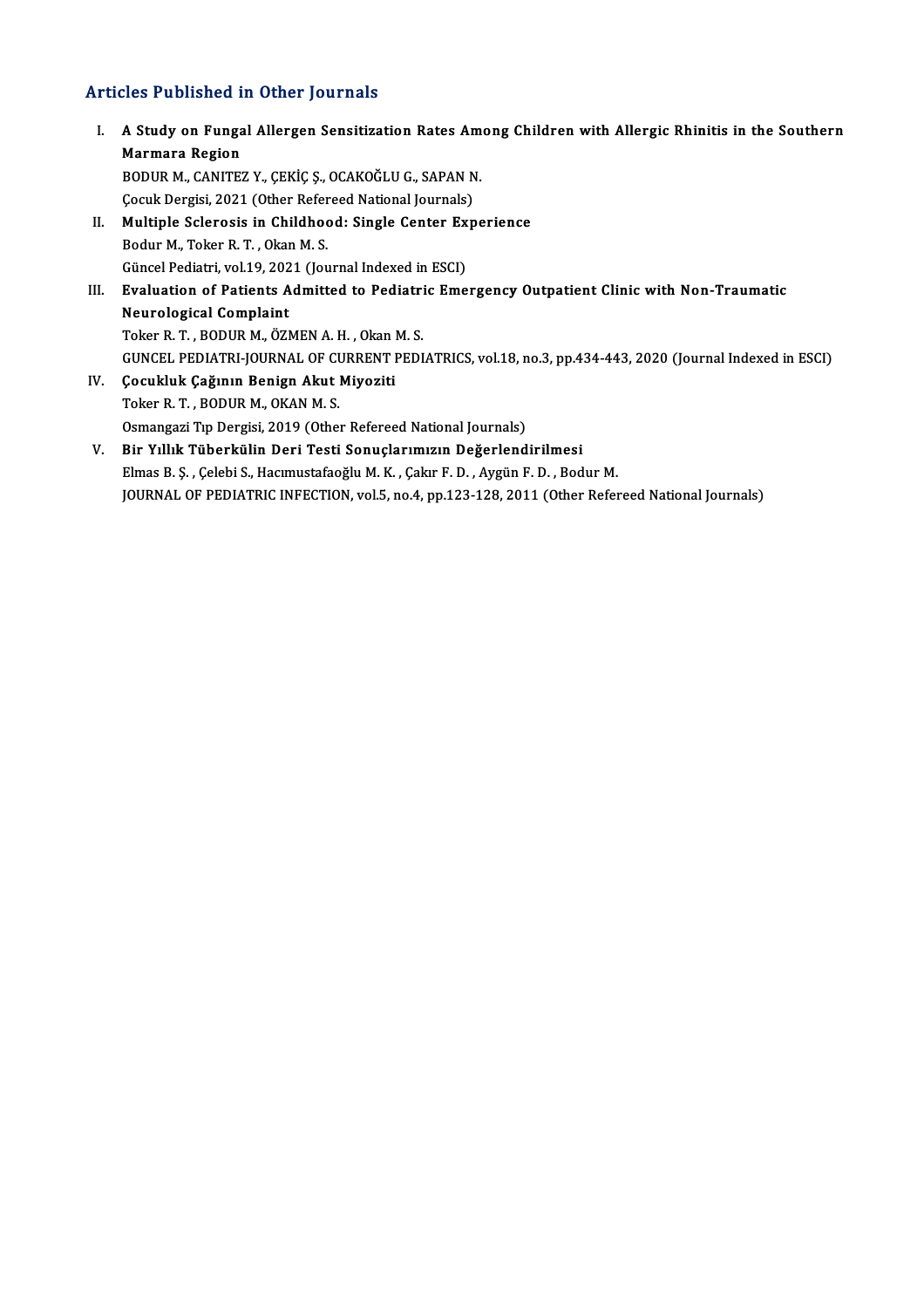## Articles Published in Other Journals

I. **A Study on Fungal Allergen Sensitization Rates Among Children with Allergic Rhinitis in the Southern Marmara Region**
   BODUR M., CANITEZ Y., ÇEKİÇ Ş., OCAKOĞLU G., SAPAN N.
   Çocuk Dergisi, 2021 (Other Refereed National Journals)

II. **Multiple Sclerosis in Childhood: Single Center Experience**
   Bodur M., Toker R. T. , Okan M. S.
   Güncel Pediatri, vol.19, 2021 (Journal Indexed in ESCI)

III. **Evaluation of Patients Admitted to Pediatric Emergency Outpatient Clinic with Non-Traumatic Neurological Complaint**
   Toker R. T. , BODUR M., ÖZMEN A. H. , Okan M. S.
   GUNCEL PEDIATRI-JOURNAL OF CURRENT PEDIATRICS, vol.18, no.3, pp.434-443, 2020 (Journal Indexed in ESCI)

IV. **Çocukluk Çağının Benign Akut Miyoziti**
   Toker R. T. , BODUR M., OKAN M. S.
   Osmangazi Tıp Dergisi, 2019 (Other Refereed National Journals)

V. **Bir Yıllık Tüberkülin Deri Testi Sonuçlarımızın Değerlendirilmesi**
   Elmas B. Ş. , Çelebi S., Hacımustafaoğlu M. K. , Çakır F. D. , Aygün F. D. , Bodur M.
   JOURNAL OF PEDIATRIC INFECTION, vol.5, no.4, pp.123-128, 2011 (Other Refereed National Journals)